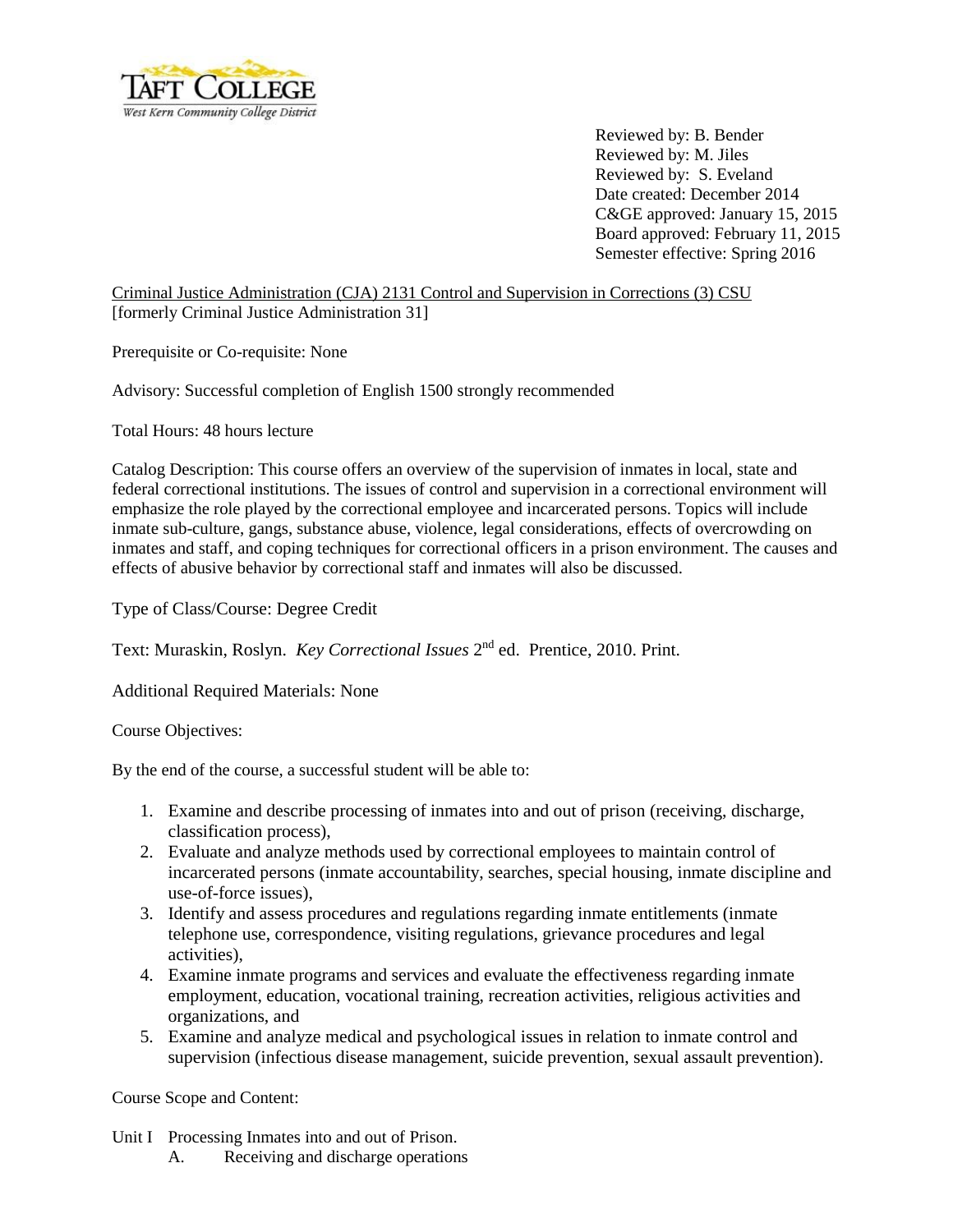Reviewed by: B. Bender
Reviewed by: M. Jiles
Reviewed by: S. Eveland
Date created: December 2014
C&GE approved: January 15, 2015
Board approved: February 11, 2015
Semester effective: Spring 2016

Criminal Justice Administration (CJA) 2131 Control and Supervision in Corrections (3) CSU
[formerly Criminal Justice Administration 31]

Prerequisite or Co-requisite: None

Advisory: Successful completion of English 1500 strongly recommended

Total Hours: 48 hours lecture

Catalog Description: This course offers an overview of the supervision of inmates in local, state and federal correctional institutions. The issues of control and supervision in a correctional environment will emphasize the role played by the correctional employee and incarcerated persons. Topics will include inmate sub-culture, gangs, substance abuse, violence, legal considerations, effects of overcrowding on inmates and staff, and coping techniques for correctional officers in a prison environment. The causes and effects of abusive behavior by correctional staff and inmates will also be discussed.

Type of Class/Course: Degree Credit

Text: Muraskin, Roslyn. *Key Correctional Issues* 2nd ed. Prentice, 2010. Print.

Additional Required Materials: None

Course Objectives:

By the end of the course, a successful student will be able to:

1. Examine and describe processing of inmates into and out of prison (receiving, discharge, classification process),
2. Evaluate and analyze methods used by correctional employees to maintain control of incarcerated persons (inmate accountability, searches, special housing, inmate discipline and use-of-force issues),
3. Identify and assess procedures and regulations regarding inmate entitlements (inmate telephone use, correspondence, visiting regulations, grievance procedures and legal activities),
4. Examine inmate programs and services and evaluate the effectiveness regarding inmate employment, education, vocational training, recreation activities, religious activities and organizations, and
5. Examine and analyze medical and psychological issues in relation to inmate control and supervision (infectious disease management, suicide prevention, sexual assault prevention).

Course Scope and Content:

Unit I Processing Inmates into and out of Prison.
- A. Receiving and discharge operations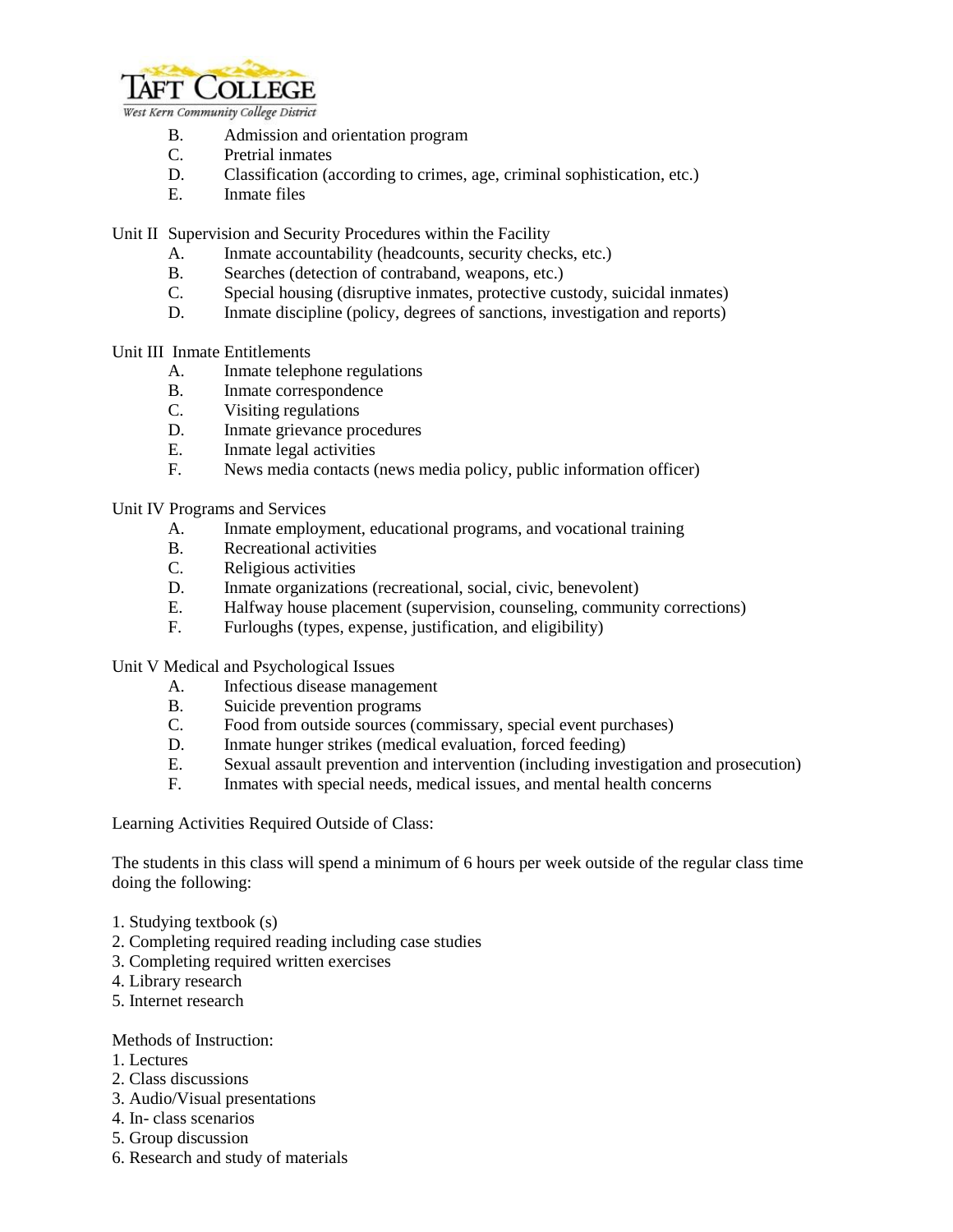B. Admission and orientation program
C. Pretrial inmates
D. Classification (according to crimes, age, criminal sophistication, etc.)
E. Inmate files

Unit II Supervision and Security Procedures within the Facility

A. Inmate accountability (headcounts, security checks, etc.)
B. Searches (detection of contraband, weapons, etc.)
C. Special housing (disruptive inmates, protective custody, suicidal inmates)
D. Inmate discipline (policy, degrees of sanctions, investigation and reports)

Unit III Inmate Entitlements

A. Inmate telephone regulations
B. Inmate correspondence
C. Visiting regulations
D. Inmate grievance procedures
E. Inmate legal activities
F. News media contacts (news media policy, public information officer)

Unit IV Programs and Services

A. Inmate employment, educational programs, and vocational training
B. Recreational activities
C. Religious activities
D. Inmate organizations (recreational, social, civic, benevolent)
E. Halfway house placement (supervision, counseling, community corrections)
F. Furloughs (types, expense, justification, and eligibility)

Unit V Medical and Psychological Issues

A. Infectious disease management
B. Suicide prevention programs
C. Food from outside sources (commissary, special event purchases)
D. Inmate hunger strikes (medical evaluation, forced feeding)
E. Sexual assault prevention and intervention (including investigation and prosecution)
F. Inmates with special needs, medical issues, and mental health concerns

Learning Activities Required Outside of Class:

The students in this class will spend a minimum of 6 hours per week outside of the regular class time doing the following:

1. Studying textbook (s)
2. Completing required reading including case studies
3. Completing required written exercises
4. Library research
5. Internet research

Methods of Instruction:

1. Lectures
2. Class discussions
3. Audio/Visual presentations
4. In- class scenarios
5. Group discussion
6. Research and study of materials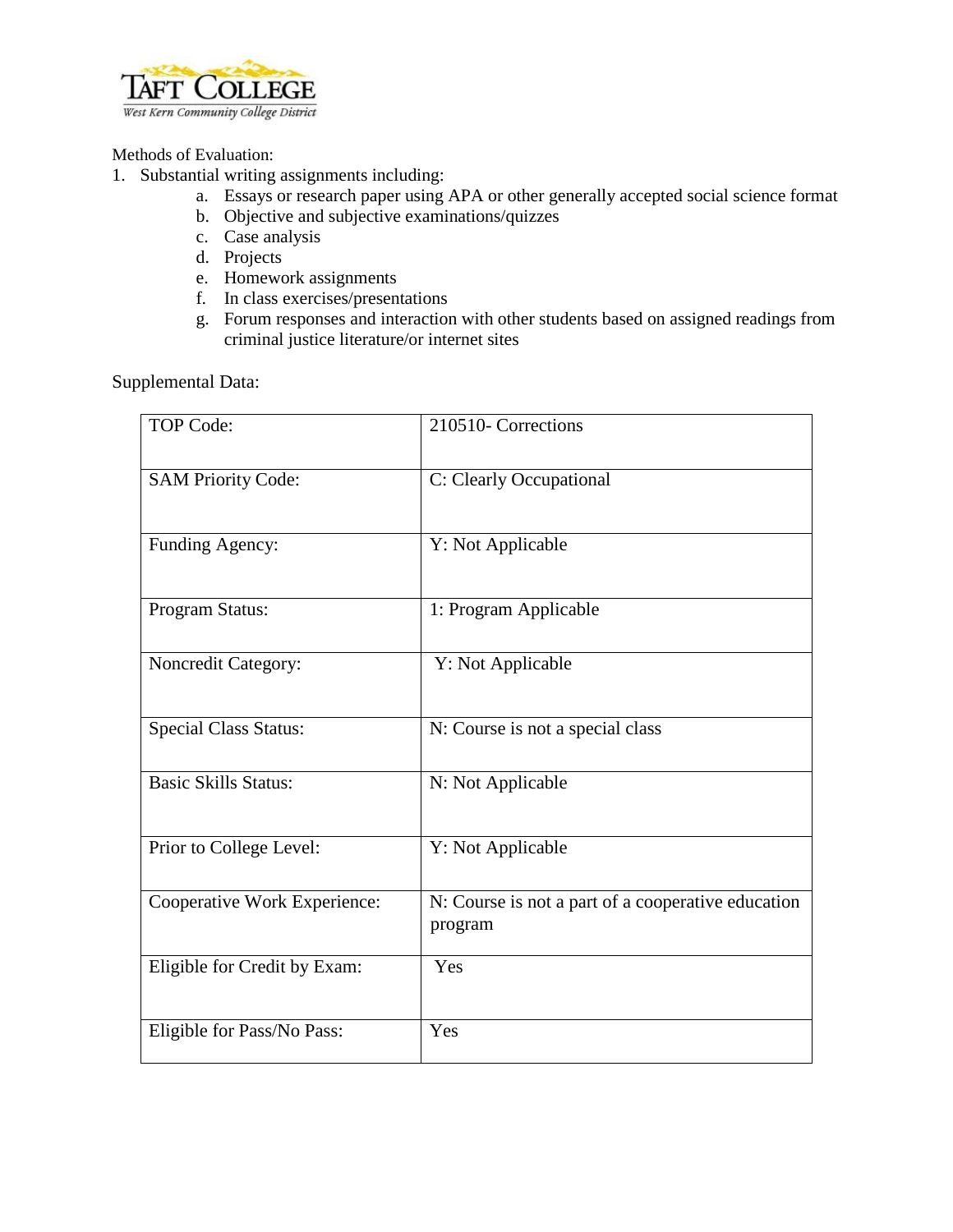Methods of Evaluation:

1. Substantial writing assignments including:
    a. Essays or research paper using APA or other generally accepted social science format
    b. Objective and subjective examinations/quizzes
    c. Case analysis
    d. Projects
    e. Homework assignments
    f. In class exercises/presentations
    g. Forum responses and interaction with other students based on assigned readings from criminal justice literature/or internet sites

Supplemental Data:

| | |
|---|---|
| TOP Code: | 210510- Corrections |
| SAM Priority Code: | C: Clearly Occupational |
| Funding Agency: | Y: Not Applicable |
| Program Status: | 1: Program Applicable |
| Noncredit Category: | Y: Not Applicable |
| Special Class Status: | N: Course is not a special class |
| Basic Skills Status: | N: Not Applicable |
| Prior to College Level: | Y: Not Applicable |
| Cooperative Work Experience: | N: Course is not a part of a cooperative education program |
| Eligible for Credit by Exam: | Yes |
| Eligible for Pass/No Pass: | Yes |